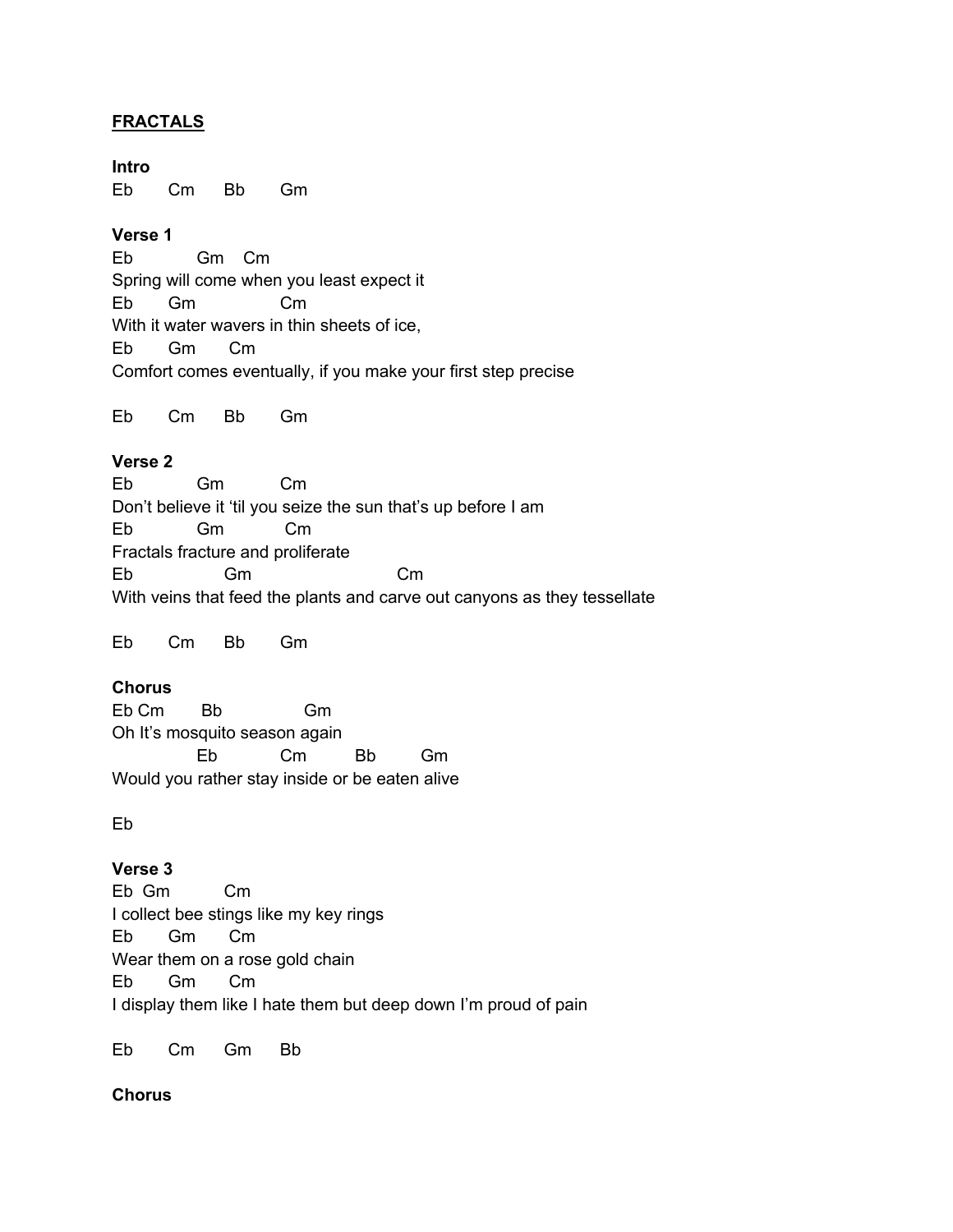# FRACTALS

**Intro**

```
Eb       Cm      Bb       Gm
```

**Verse 1**

```
Eb            Gm    Cm
Spring will come when you least expect it
Eb       Gm                Cm
With it water wavers in thin sheets of ice,
Eb       Gm       Cm
Comfort comes eventually, if you make your first step precise

Eb       Cm      Bb       Gm
```

**Verse 2**

```
Eb            Gm           Cm
Don't believe it 'til you seize the sun that's up before I am
Eb            Gm            Cm
Fractals fracture and proliferate
Eb                 Gm                          Cm
With veins that feed the plants and carve out canyons as they tessellate

Eb       Cm      Bb       Gm
```

**Chorus**

```
Eb Cm        Bb                Gm
Oh It's mosquito season again
               Eb            Cm          Bb         Gm
Would you rather stay inside or be eaten alive

Eb
```

**Verse 3**

```
Eb  Gm           Cm
I collect bee stings like my key rings
Eb       Gm       Cm
Wear them on a rose gold chain
Eb       Gm       Cm
I display them like I hate them but deep down I'm proud of pain

Eb       Cm      Gm      Bb
```

**Chorus**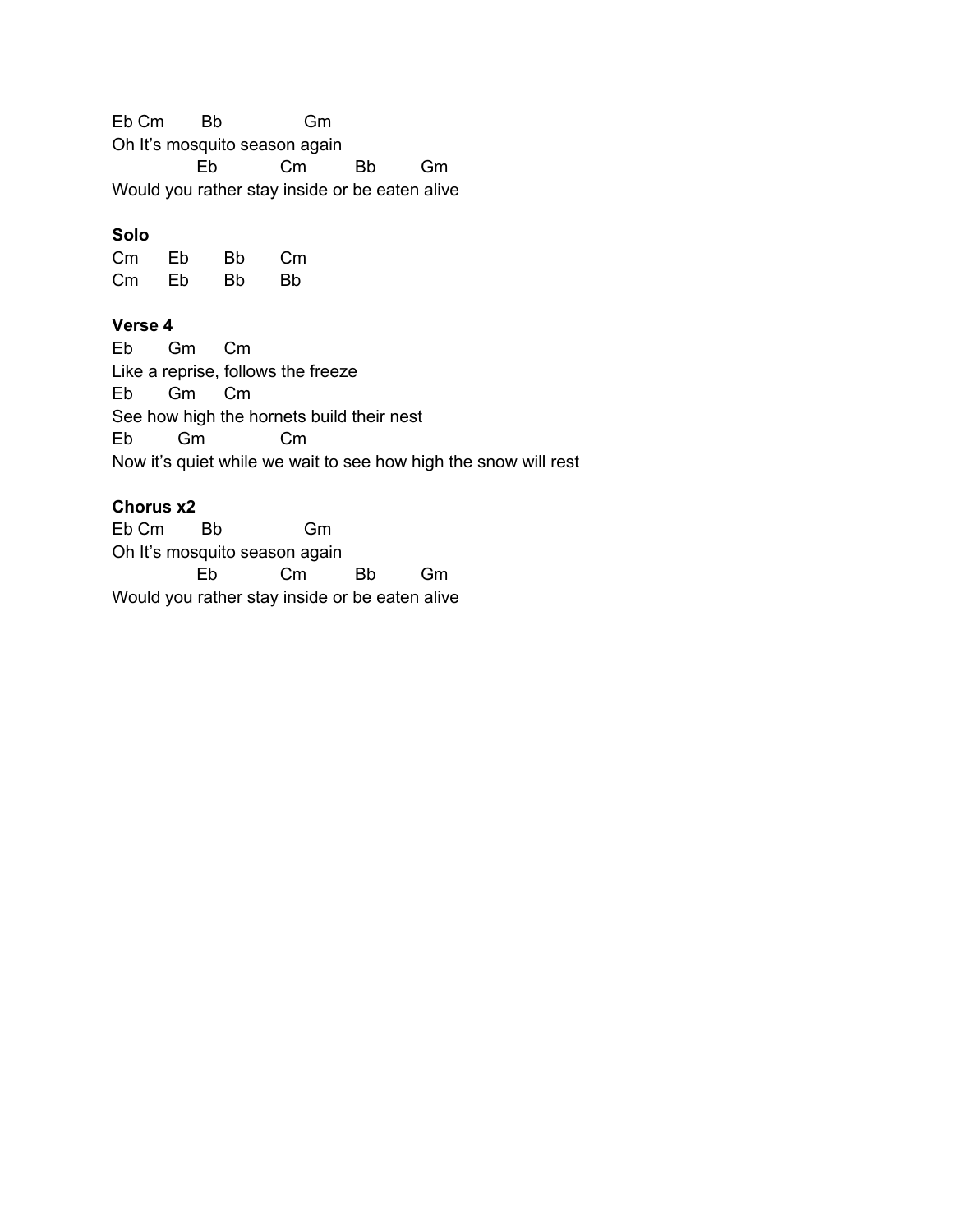```
Eb Cm       Bb                Gm
Oh It's mosquito season again
              Eb            Cm          Bb         Gm
Would you rather stay inside or be eaten alive
```

**Solo**

```
Cm      Eb       Bb       Cm
Cm      Eb       Bb       Bb
```

**Verse 4**

```
Eb       Gm      Cm
Like a reprise, follows the freeze
Eb       Gm      Cm
See how high the hornets build their nest
Eb         Gm              Cm
Now it's quiet while we wait to see how high the snow will rest
```

**Chorus x2**

```
Eb Cm       Bb                Gm
Oh It's mosquito season again
              Eb            Cm          Bb         Gm
Would you rather stay inside or be eaten alive
```